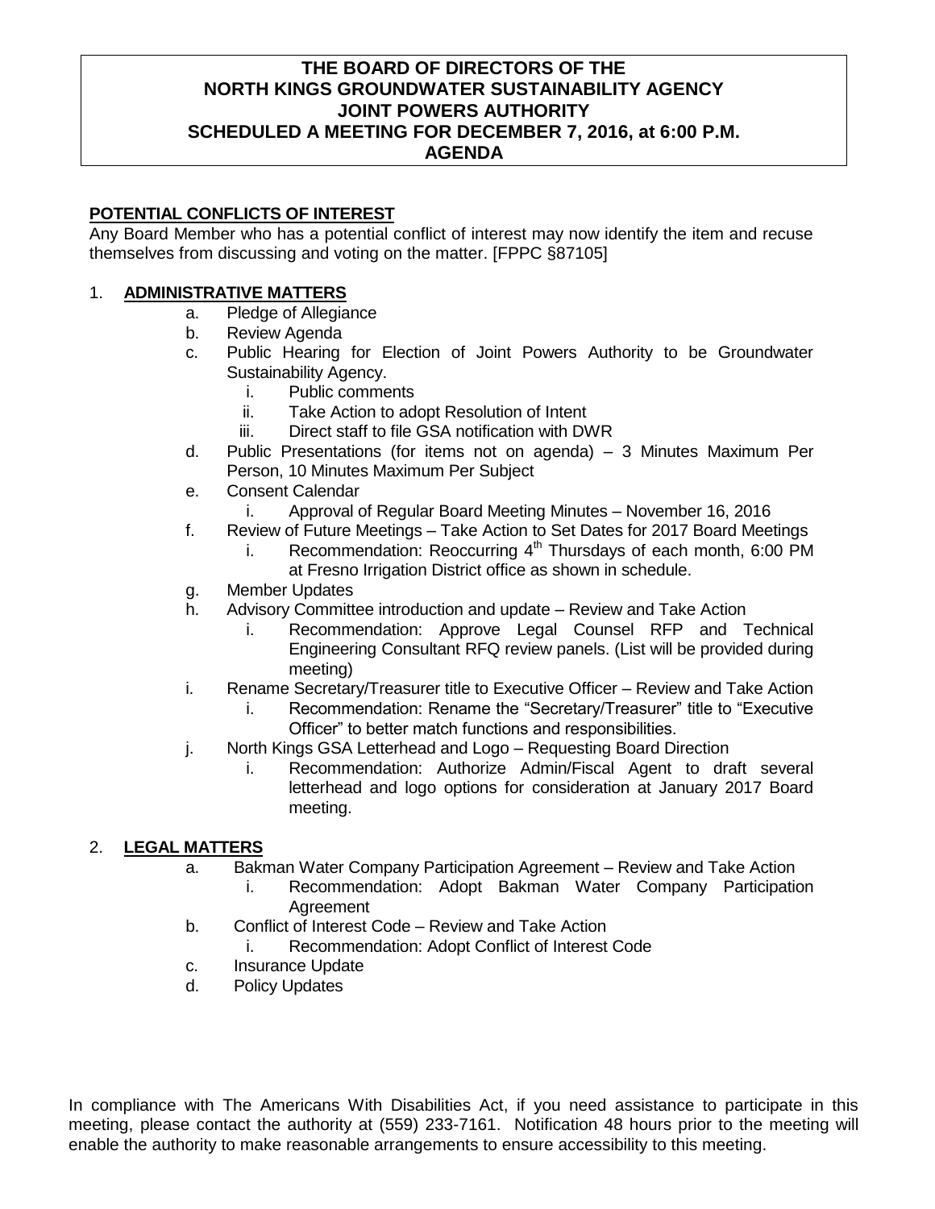# THE BOARD OF DIRECTORS OF THE NORTH KINGS GROUNDWATER SUSTAINABILITY AGENCY JOINT POWERS AUTHORITY SCHEDULED A MEETING FOR DECEMBER 7, 2016, at 6:00 P.M. AGENDA

**POTENTIAL CONFLICTS OF INTEREST**

Any Board Member who has a potential conflict of interest may now identify the item and recuse themselves from discussing and voting on the matter. [FPPC §87105]

1. **ADMINISTRATIVE MATTERS**
   a. Pledge of Allegiance
   b. Review Agenda
   c. Public Hearing for Election of Joint Powers Authority to be Groundwater Sustainability Agency.
      i. Public comments
      ii. Take Action to adopt Resolution of Intent
      iii. Direct staff to file GSA notification with DWR
   d. Public Presentations (for items not on agenda) – 3 Minutes Maximum Per Person, 10 Minutes Maximum Per Subject
   e. Consent Calendar
      i. Approval of Regular Board Meeting Minutes – November 16, 2016
   f. Review of Future Meetings – Take Action to Set Dates for 2017 Board Meetings
      i. Recommendation: Reoccurring 4th Thursdays of each month, 6:00 PM at Fresno Irrigation District office as shown in schedule.
   g. Member Updates
   h. Advisory Committee introduction and update – Review and Take Action
      i. Recommendation: Approve Legal Counsel RFP and Technical Engineering Consultant RFQ review panels. (List will be provided during meeting)
   i. Rename Secretary/Treasurer title to Executive Officer – Review and Take Action
      i. Recommendation: Rename the "Secretary/Treasurer" title to "Executive Officer" to better match functions and responsibilities.
   j. North Kings GSA Letterhead and Logo – Requesting Board Direction
      i. Recommendation: Authorize Admin/Fiscal Agent to draft several letterhead and logo options for consideration at January 2017 Board meeting.

2. **LEGAL MATTERS**
   a. Bakman Water Company Participation Agreement – Review and Take Action
      i. Recommendation: Adopt Bakman Water Company Participation Agreement
   b. Conflict of Interest Code – Review and Take Action
      i. Recommendation: Adopt Conflict of Interest Code
   c. Insurance Update
   d. Policy Updates

In compliance with The Americans With Disabilities Act, if you need assistance to participate in this meeting, please contact the authority at (559) 233-7161. Notification 48 hours prior to the meeting will enable the authority to make reasonable arrangements to ensure accessibility to this meeting.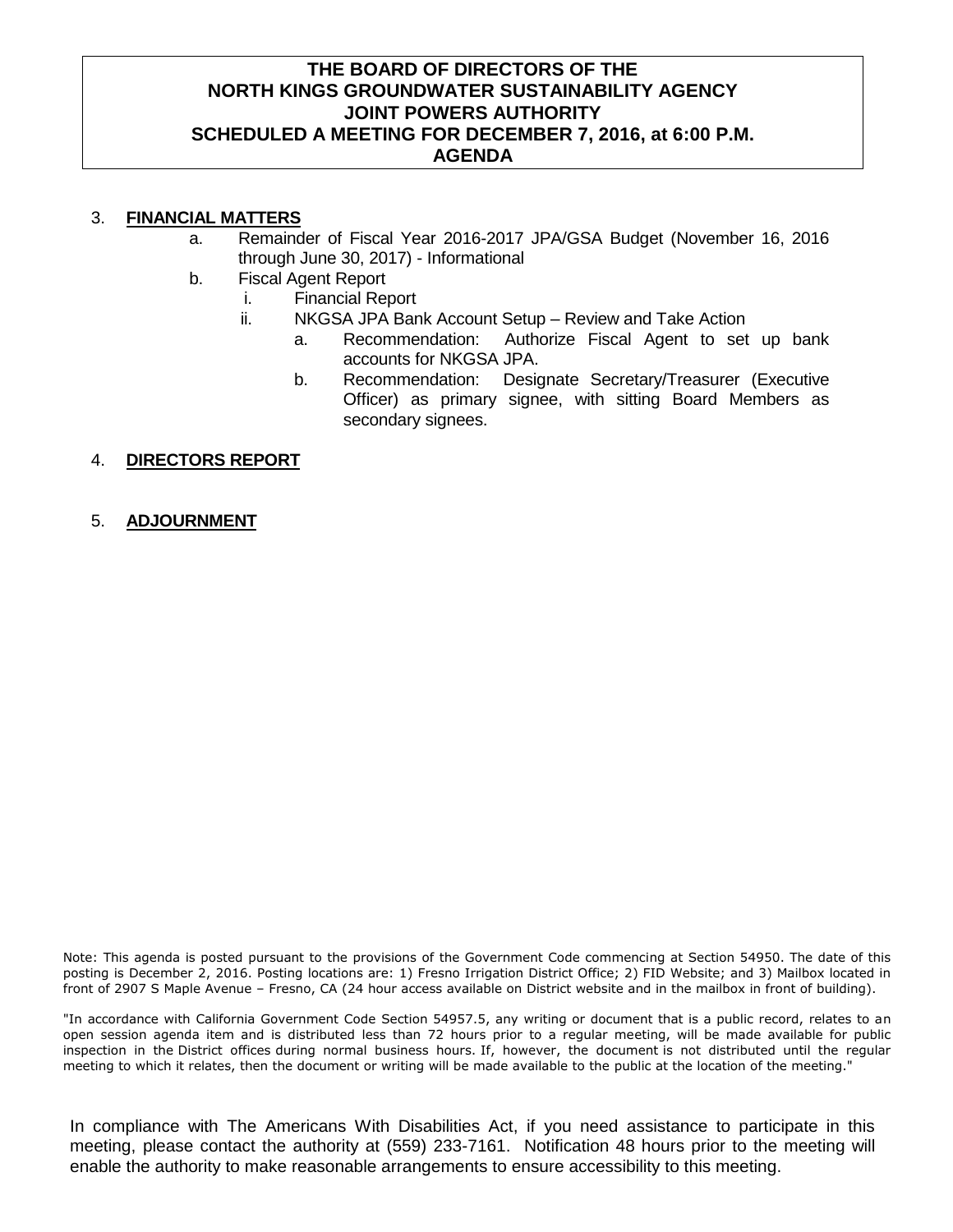**THE BOARD OF DIRECTORS OF THE**
**NORTH KINGS GROUNDWATER SUSTAINABILITY AGENCY**
**JOINT POWERS AUTHORITY**
**SCHEDULED A MEETING FOR DECEMBER 7, 2016, at 6:00 P.M.**
**AGENDA**

3. **FINANCIAL MATTERS**
   a. Remainder of Fiscal Year 2016-2017 JPA/GSA Budget (November 16, 2016 through June 30, 2017) - Informational
   b. Fiscal Agent Report
      i. Financial Report
      ii. NKGSA JPA Bank Account Setup – Review and Take Action
         a. Recommendation: Authorize Fiscal Agent to set up bank accounts for NKGSA JPA.
         b. Recommendation: Designate Secretary/Treasurer (Executive Officer) as primary signee, with sitting Board Members as secondary signees.

4. **DIRECTORS REPORT**

5. **ADJOURNMENT**

Note: This agenda is posted pursuant to the provisions of the Government Code commencing at Section 54950. The date of this posting is December 2, 2016. Posting locations are: 1) Fresno Irrigation District Office; 2) FID Website; and 3) Mailbox located in front of 2907 S Maple Avenue – Fresno, CA (24 hour access available on District website and in the mailbox in front of building).

"In accordance with California Government Code Section 54957.5, any writing or document that is a public record, relates to an open session agenda item and is distributed less than 72 hours prior to a regular meeting, will be made available for public inspection in the District offices during normal business hours. If, however, the document is not distributed until the regular meeting to which it relates, then the document or writing will be made available to the public at the location of the meeting."

In compliance with The Americans With Disabilities Act, if you need assistance to participate in this meeting, please contact the authority at (559) 233-7161. Notification 48 hours prior to the meeting will enable the authority to make reasonable arrangements to ensure accessibility to this meeting.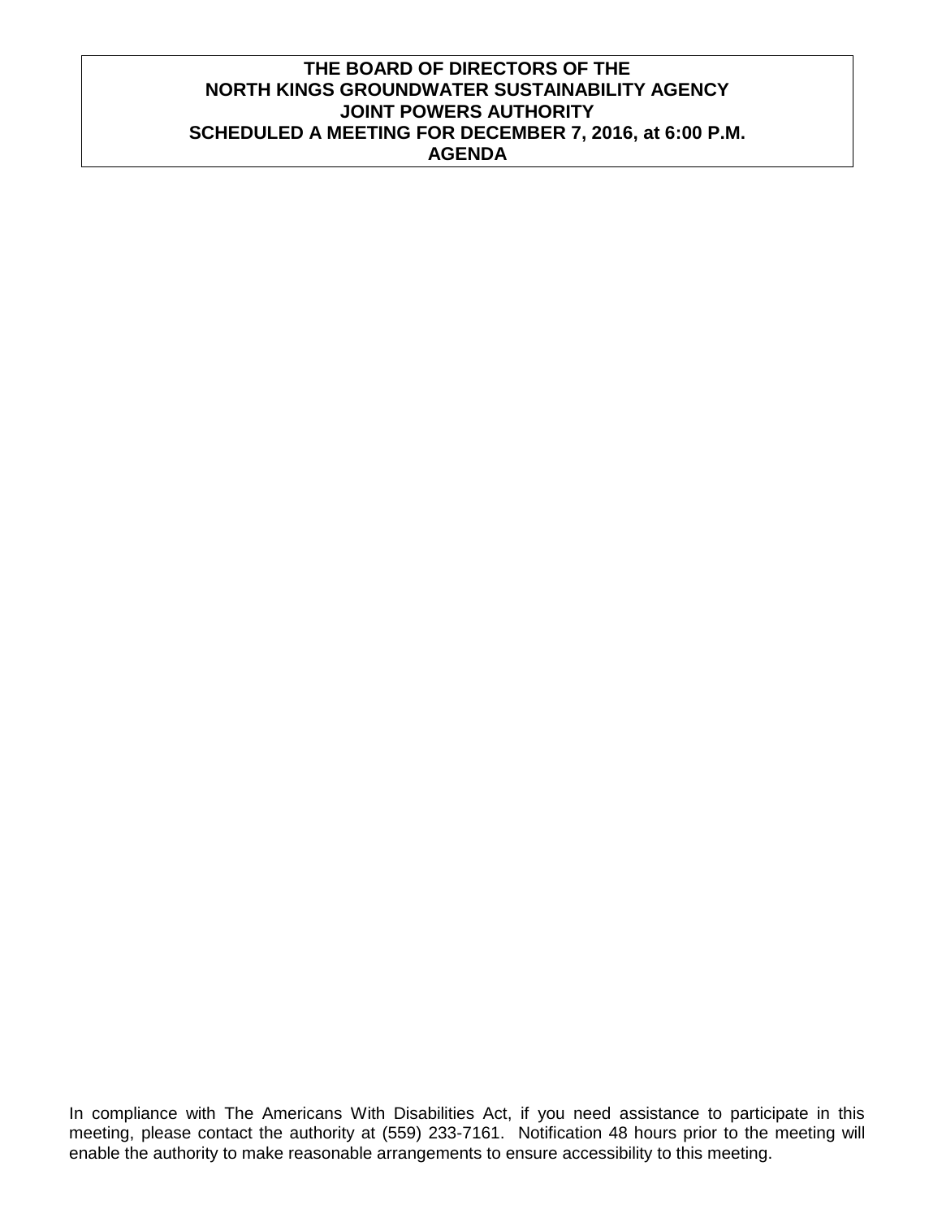**THE BOARD OF DIRECTORS OF THE**
**NORTH KINGS GROUNDWATER SUSTAINABILITY AGENCY**
**JOINT POWERS AUTHORITY**
**SCHEDULED A MEETING FOR DECEMBER 7, 2016, at 6:00 P.M.**
**AGENDA**

In compliance with The Americans With Disabilities Act, if you need assistance to participate in this meeting, please contact the authority at (559) 233-7161. Notification 48 hours prior to the meeting will enable the authority to make reasonable arrangements to ensure accessibility to this meeting.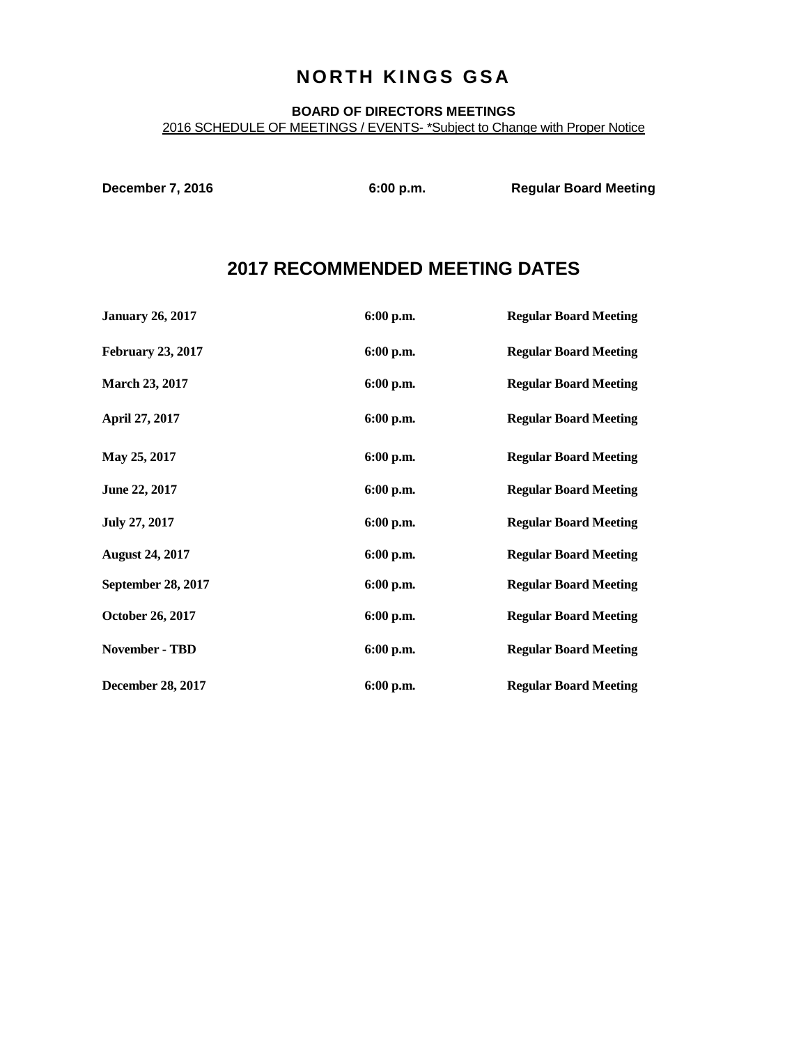# NORTH KINGS GSA

**BOARD OF DIRECTORS MEETINGS**

2016 SCHEDULE OF MEETINGS / EVENTS- *Subject to Change with Proper Notice

| | | |
|---|---|---|
| **December 7, 2016** | **6:00 p.m.** | **Regular Board Meeting** |

## 2017 RECOMMENDED MEETING DATES

| | | |
|---|---|---|
| **January 26, 2017** | **6:00 p.m.** | **Regular Board Meeting** |
| **February 23, 2017** | **6:00 p.m.** | **Regular Board Meeting** |
| **March 23, 2017** | **6:00 p.m.** | **Regular Board Meeting** |
| **April 27, 2017** | **6:00 p.m.** | **Regular Board Meeting** |
| **May 25, 2017** | **6:00 p.m.** | **Regular Board Meeting** |
| **June 22, 2017** | **6:00 p.m.** | **Regular Board Meeting** |
| **July 27, 2017** | **6:00 p.m.** | **Regular Board Meeting** |
| **August 24, 2017** | **6:00 p.m.** | **Regular Board Meeting** |
| **September 28, 2017** | **6:00 p.m.** | **Regular Board Meeting** |
| **October 26, 2017** | **6:00 p.m.** | **Regular Board Meeting** |
| **November - TBD** | **6:00 p.m.** | **Regular Board Meeting** |
| **December 28, 2017** | **6:00 p.m.** | **Regular Board Meeting** |